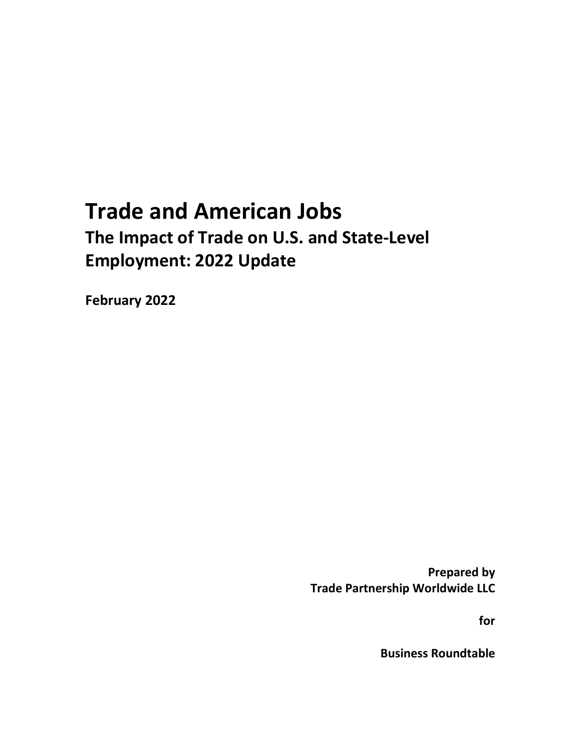# Trade and American Jobs

## The Impact of Trade on U.S. and State-Level Employment: 2022 Update

**February 2022**

**Prepared by**
**Trade Partnership Worldwide LLC**

**for**

**Business Roundtable**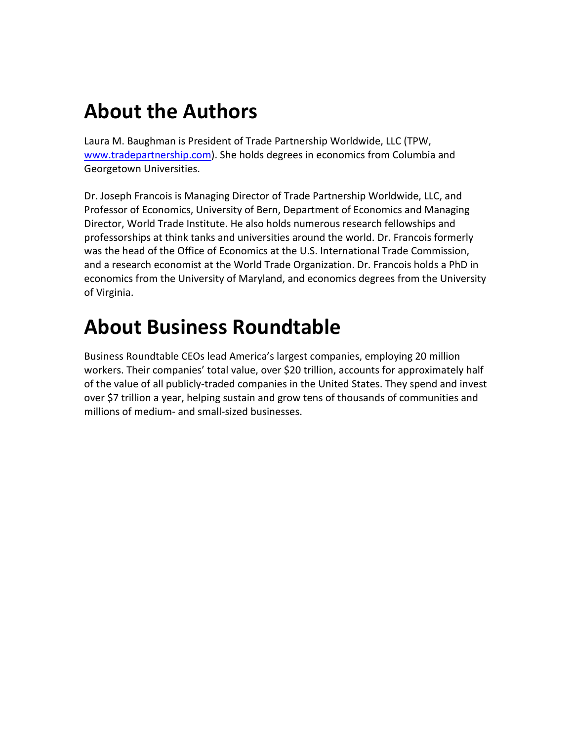# About the Authors

Laura M. Baughman is President of Trade Partnership Worldwide, LLC (TPW, [www.tradepartnership.com](http://www.tradepartnership.com)). She holds degrees in economics from Columbia and Georgetown Universities.

Dr. Joseph Francois is Managing Director of Trade Partnership Worldwide, LLC, and Professor of Economics, University of Bern, Department of Economics and Managing Director, World Trade Institute. He also holds numerous research fellowships and professorships at think tanks and universities around the world. Dr. Francois formerly was the head of the Office of Economics at the U.S. International Trade Commission, and a research economist at the World Trade Organization. Dr. Francois holds a PhD in economics from the University of Maryland, and economics degrees from the University of Virginia.

# About Business Roundtable

Business Roundtable CEOs lead America's largest companies, employing 20 million workers. Their companies' total value, over $20 trillion, accounts for approximately half of the value of all publicly-traded companies in the United States. They spend and invest over $7 trillion a year, helping sustain and grow tens of thousands of communities and millions of medium- and small-sized businesses.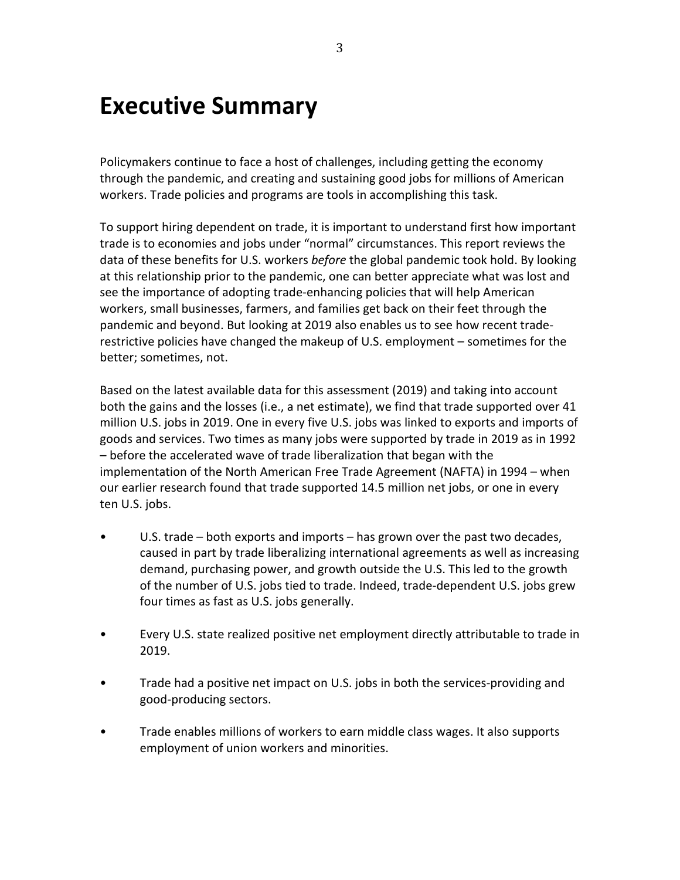# Executive Summary

Policymakers continue to face a host of challenges, including getting the economy through the pandemic, and creating and sustaining good jobs for millions of American workers. Trade policies and programs are tools in accomplishing this task.

To support hiring dependent on trade, it is important to understand first how important trade is to economies and jobs under "normal" circumstances. This report reviews the data of these benefits for U.S. workers *before* the global pandemic took hold. By looking at this relationship prior to the pandemic, one can better appreciate what was lost and see the importance of adopting trade-enhancing policies that will help American workers, small businesses, farmers, and families get back on their feet through the pandemic and beyond. But looking at 2019 also enables us to see how recent trade-restrictive policies have changed the makeup of U.S. employment – sometimes for the better; sometimes, not.

Based on the latest available data for this assessment (2019) and taking into account both the gains and the losses (i.e., a net estimate), we find that trade supported over 41 million U.S. jobs in 2019. One in every five U.S. jobs was linked to exports and imports of goods and services. Two times as many jobs were supported by trade in 2019 as in 1992 – before the accelerated wave of trade liberalization that began with the implementation of the North American Free Trade Agreement (NAFTA) in 1994 – when our earlier research found that trade supported 14.5 million net jobs, or one in every ten U.S. jobs.

- U.S. trade – both exports and imports – has grown over the past two decades, caused in part by trade liberalizing international agreements as well as increasing demand, purchasing power, and growth outside the U.S. This led to the growth of the number of U.S. jobs tied to trade. Indeed, trade-dependent U.S. jobs grew four times as fast as U.S. jobs generally.
- Every U.S. state realized positive net employment directly attributable to trade in 2019.
- Trade had a positive net impact on U.S. jobs in both the services-providing and good-producing sectors.
- Trade enables millions of workers to earn middle class wages. It also supports employment of union workers and minorities.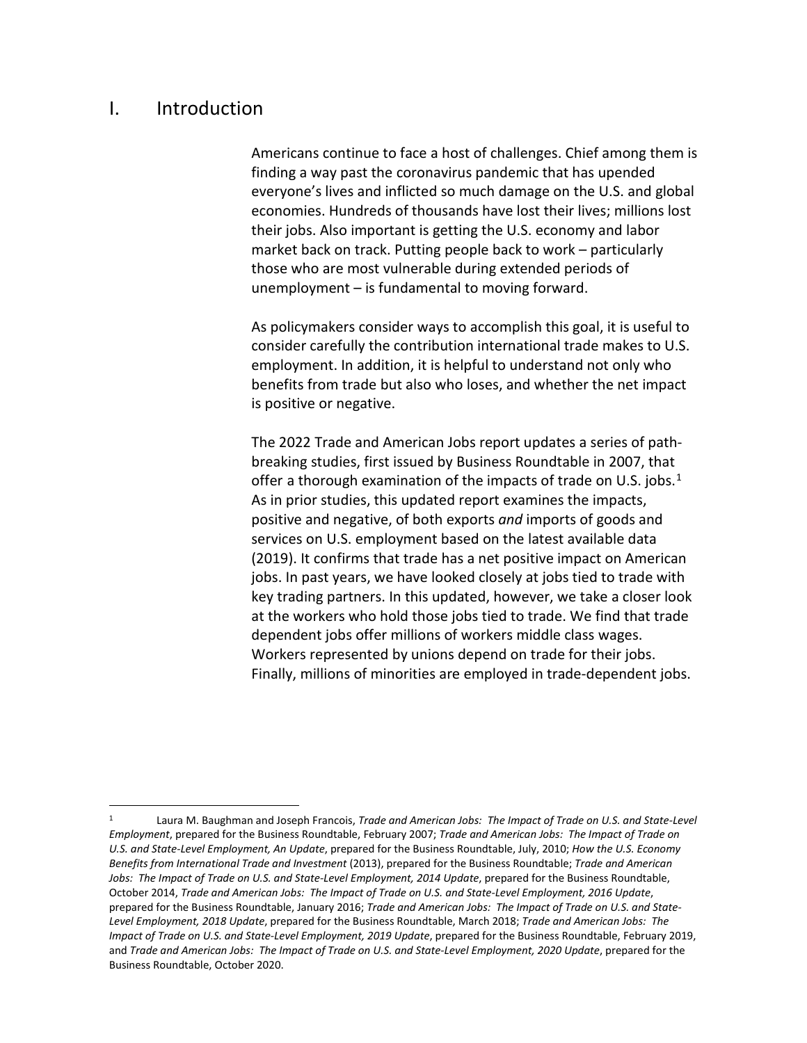# I. Introduction

Americans continue to face a host of challenges. Chief among them is finding a way past the coronavirus pandemic that has upended everyone's lives and inflicted so much damage on the U.S. and global economies. Hundreds of thousands have lost their lives; millions lost their jobs. Also important is getting the U.S. economy and labor market back on track. Putting people back to work – particularly those who are most vulnerable during extended periods of unemployment – is fundamental to moving forward.

As policymakers consider ways to accomplish this goal, it is useful to consider carefully the contribution international trade makes to U.S. employment. In addition, it is helpful to understand not only who benefits from trade but also who loses, and whether the net impact is positive or negative.

The 2022 Trade and American Jobs report updates a series of path-breaking studies, first issued by Business Roundtable in 2007, that offer a thorough examination of the impacts of trade on U.S. jobs.[1] As in prior studies, this updated report examines the impacts, positive and negative, of both exports *and* imports of goods and services on U.S. employment based on the latest available data (2019). It confirms that trade has a net positive impact on American jobs. In past years, we have looked closely at jobs tied to trade with key trading partners. In this updated, however, we take a closer look at the workers who hold those jobs tied to trade. We find that trade dependent jobs offer millions of workers middle class wages. Workers represented by unions depend on trade for their jobs. Finally, millions of minorities are employed in trade-dependent jobs.

---

[1] Laura M. Baughman and Joseph Francois, *Trade and American Jobs: The Impact of Trade on U.S. and State-Level Employment*, prepared for the Business Roundtable, February 2007; *Trade and American Jobs: The Impact of Trade on U.S. and State-Level Employment, An Update*, prepared for the Business Roundtable, July, 2010; *How the U.S. Economy Benefits from International Trade and Investment* (2013), prepared for the Business Roundtable; *Trade and American Jobs: The Impact of Trade on U.S. and State-Level Employment, 2014 Update*, prepared for the Business Roundtable, October 2014, *Trade and American Jobs: The Impact of Trade on U.S. and State-Level Employment, 2016 Update*, prepared for the Business Roundtable, January 2016; *Trade and American Jobs: The Impact of Trade on U.S. and State-Level Employment, 2018 Update*, prepared for the Business Roundtable, March 2018; *Trade and American Jobs: The Impact of Trade on U.S. and State-Level Employment, 2019 Update*, prepared for the Business Roundtable, February 2019, and *Trade and American Jobs: The Impact of Trade on U.S. and State-Level Employment, 2020 Update*, prepared for the Business Roundtable, October 2020.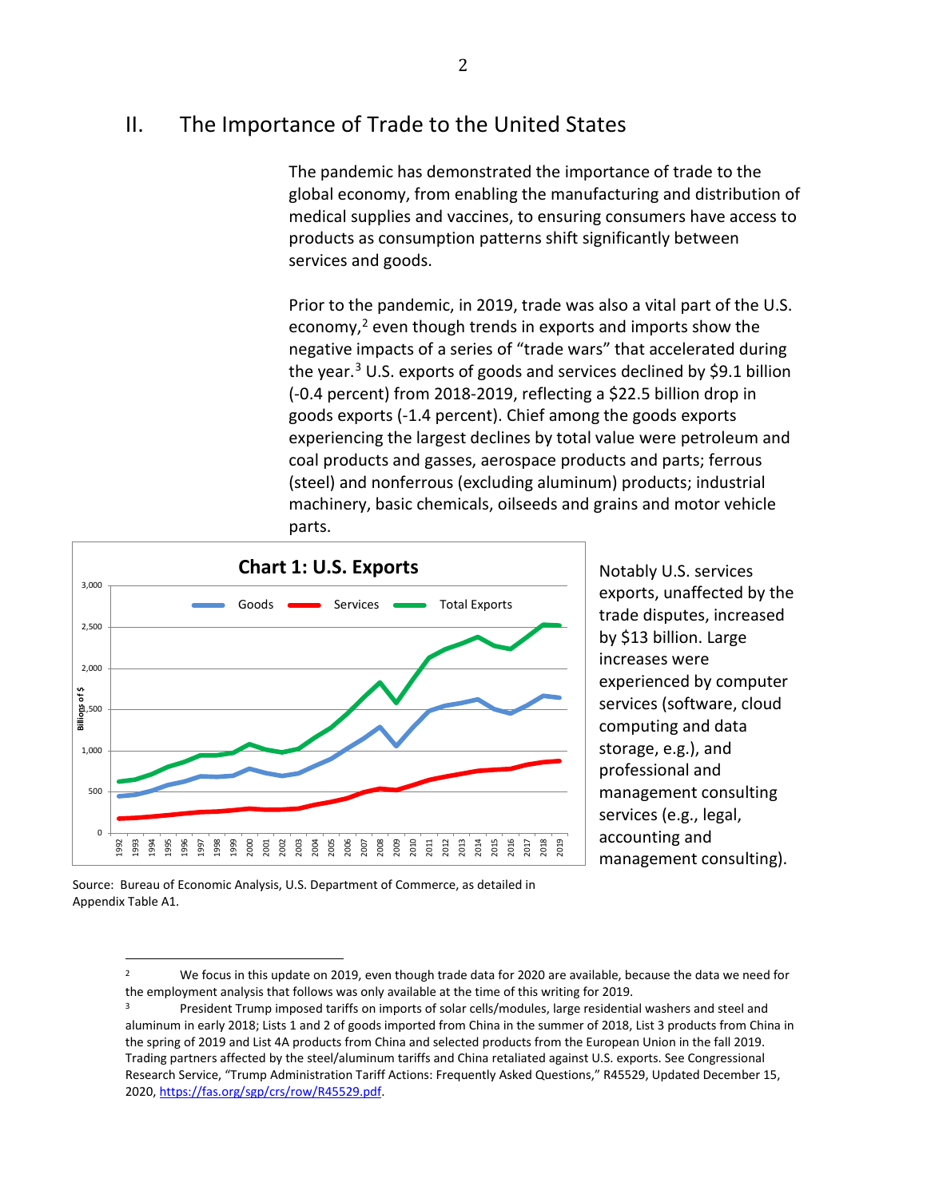## II. The Importance of Trade to the United States

The pandemic has demonstrated the importance of trade to the global economy, from enabling the manufacturing and distribution of medical supplies and vaccines, to ensuring consumers have access to products as consumption patterns shift significantly between services and goods.

Prior to the pandemic, in 2019, trade was also a vital part of the U.S. economy,[2] even though trends in exports and imports show the negative impacts of a series of "trade wars" that accelerated during the year.[3] U.S. exports of goods and services declined by $9.1 billion (-0.4 percent) from 2018-2019, reflecting a $22.5 billion drop in goods exports (-1.4 percent). Chief among the goods exports experiencing the largest declines by total value were petroleum and coal products and gasses, aerospace products and parts; ferrous (steel) and nonferrous (excluding aluminum) products; industrial machinery, basic chemicals, oilseeds and grains and motor vehicle parts.

Notably U.S. services exports, unaffected by the trade disputes, increased by $13 billion. Large increases were experienced by computer services (software, cloud computing and data storage, e.g.), and professional and management consulting services (e.g., legal, accounting and management consulting).

**Chart 1: U.S. Exports**

Source: Bureau of Economic Analysis, U.S. Department of Commerce, as detailed in Appendix Table A1.

---

[2] We focus in this update on 2019, even though trade data for 2020 are available, because the data we need for the employment analysis that follows was only available at the time of this writing for 2019.

[3] President Trump imposed tariffs on imports of solar cells/modules, large residential washers and steel and aluminum in early 2018; Lists 1 and 2 of goods imported from China in the summer of 2018, List 3 products from China in the spring of 2019 and List 4A products from China and selected products from the European Union in the fall 2019. Trading partners affected by the steel/aluminum tariffs and China retaliated against U.S. exports. See Congressional Research Service, "Trump Administration Tariff Actions: Frequently Asked Questions," R45529, Updated December 15, 2020, https://fas.org/sgp/crs/row/R45529.pdf.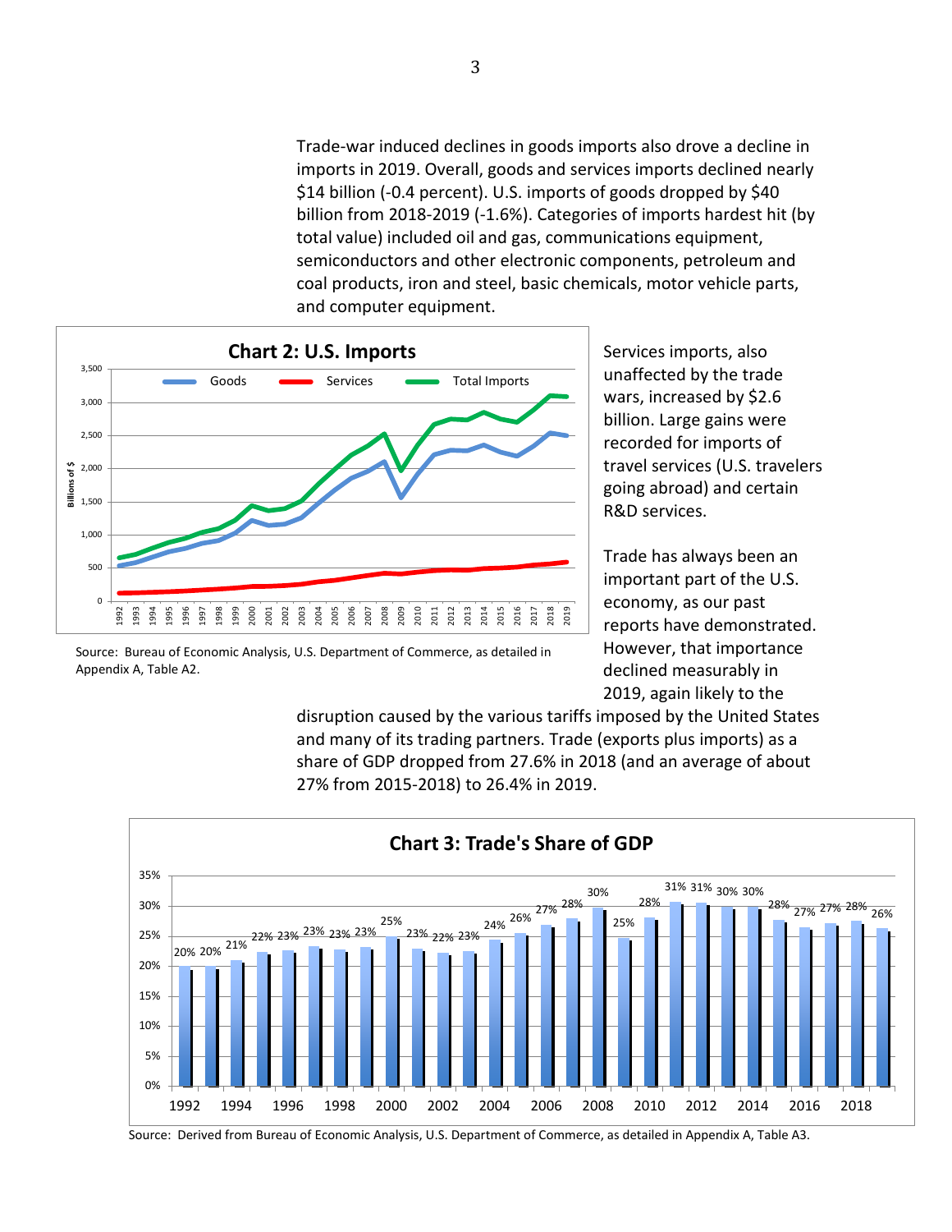Trade-war induced declines in goods imports also drove a decline in imports in 2019. Overall, goods and services imports declined nearly $14 billion (-0.4 percent). U.S. imports of goods dropped by $40 billion from 2018-2019 (-1.6%). Categories of imports hardest hit (by total value) included oil and gas, communications equipment, semiconductors and other electronic components, petroleum and coal products, iron and steel, basic chemicals, motor vehicle parts, and computer equipment.

**Chart 2: U.S. Imports**

Source: Bureau of Economic Analysis, U.S. Department of Commerce, as detailed in Appendix A, Table A2.

Services imports, also unaffected by the trade wars, increased by $2.6 billion. Large gains were recorded for imports of travel services (U.S. travelers going abroad) and certain R&D services.

Trade has always been an important part of the U.S. economy, as our past reports have demonstrated. However, that importance declined measurably in 2019, again likely to the disruption caused by the various tariffs imposed by the United States and many of its trading partners. Trade (exports plus imports) as a share of GDP dropped from 27.6% in 2018 (and an average of about 27% from 2015-2018) to 26.4% in 2019.

**Chart 3: Trade's Share of GDP**

| Year | Share |
|---|---|
| 1992 | 20% |
| 1993 | 20% |
| 1994 | 21% |
| 1995 | 22% |
| 1996 | 23% |
| 1997 | 23% |
| 1998 | 23% |
| 1999 | 23% |
| 2000 | 25% |
| 2001 | 23% |
| 2002 | 22% |
| 2003 | 23% |
| 2004 | 24% |
| 2005 | 26% |
| 2006 | 27% |
| 2007 | 28% |
| 2008 | 30% |
| 2009 | 25% |
| 2010 | 28% |
| 2011 | 31% |
| 2012 | 31% |
| 2013 | 30% |
| 2014 | 30% |
| 2015 | 28% |
| 2016 | 27% |
| 2017 | 27% |
| 2018 | 28% |
| 2019 | 26% |

Source: Derived from Bureau of Economic Analysis, U.S. Department of Commerce, as detailed in Appendix A, Table A3.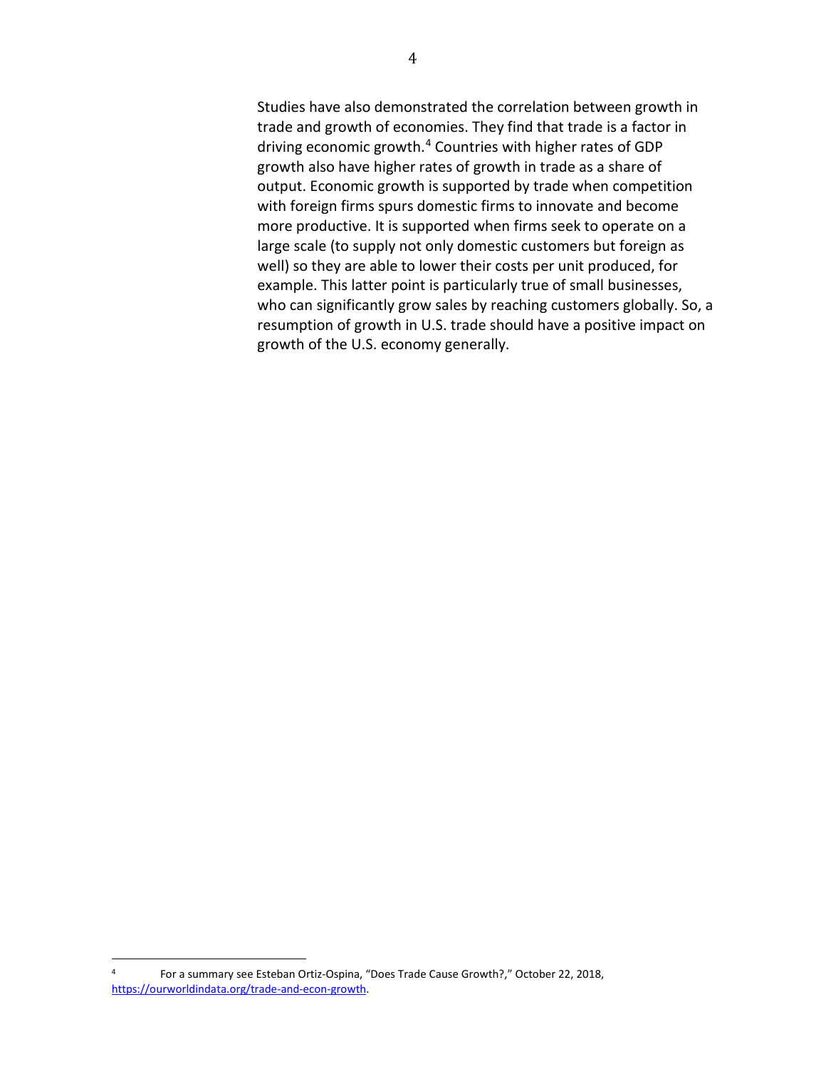Studies have also demonstrated the correlation between growth in trade and growth of economies. They find that trade is a factor in driving economic growth.[4] Countries with higher rates of GDP growth also have higher rates of growth in trade as a share of output. Economic growth is supported by trade when competition with foreign firms spurs domestic firms to innovate and become more productive. It is supported when firms seek to operate on a large scale (to supply not only domestic customers but foreign as well) so they are able to lower their costs per unit produced, for example. This latter point is particularly true of small businesses, who can significantly grow sales by reaching customers globally. So, a resumption of growth in U.S. trade should have a positive impact on growth of the U.S. economy generally.

---

[4] For a summary see Esteban Ortiz-Ospina, "Does Trade Cause Growth?," October 22, 2018, https://ourworldindata.org/trade-and-econ-growth.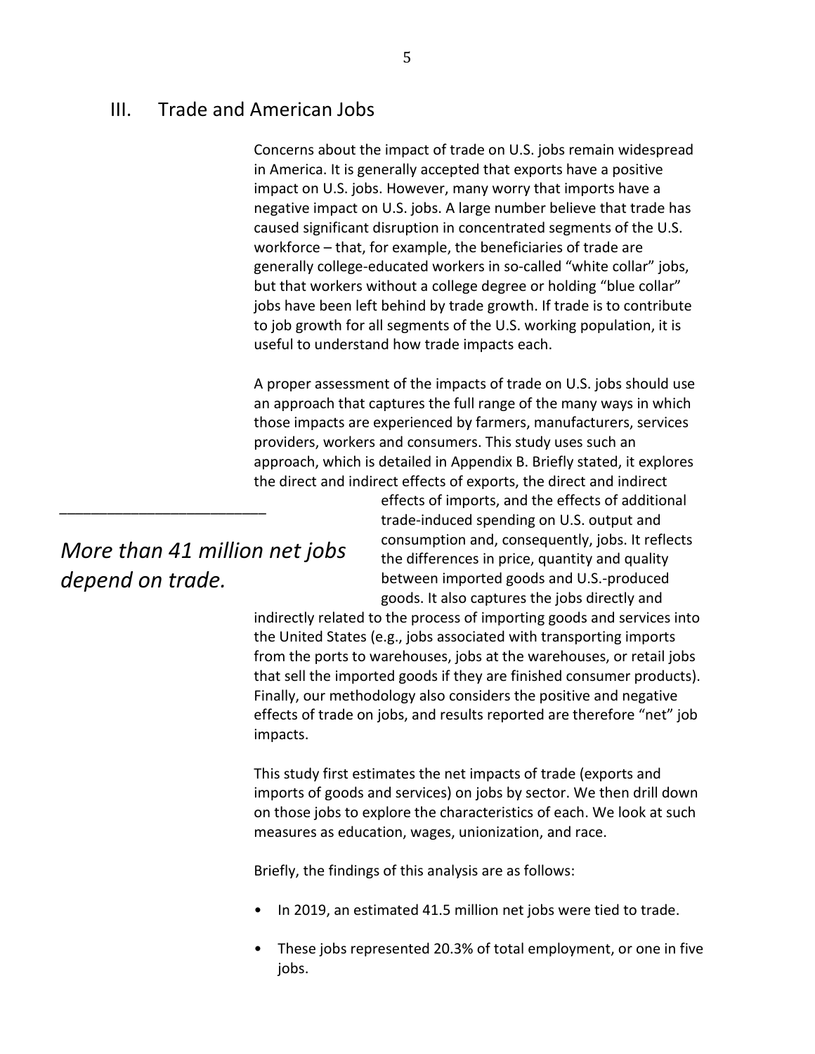## III. Trade and American Jobs

Concerns about the impact of trade on U.S. jobs remain widespread in America. It is generally accepted that exports have a positive impact on U.S. jobs. However, many worry that imports have a negative impact on U.S. jobs. A large number believe that trade has caused significant disruption in concentrated segments of the U.S. workforce – that, for example, the beneficiaries of trade are generally college-educated workers in so-called "white collar" jobs, but that workers without a college degree or holding "blue collar" jobs have been left behind by trade growth. If trade is to contribute to job growth for all segments of the U.S. working population, it is useful to understand how trade impacts each.

A proper assessment of the impacts of trade on U.S. jobs should use an approach that captures the full range of the many ways in which those impacts are experienced by farmers, manufacturers, services providers, workers and consumers. This study uses such an approach, which is detailed in Appendix B. Briefly stated, it explores the direct and indirect effects of exports, the direct and indirect effects of imports, and the effects of additional trade-induced spending on U.S. output and consumption and, consequently, jobs. It reflects the differences in price, quantity and quality between imported goods and U.S.-produced goods. It also captures the jobs directly and indirectly related to the process of importing goods and services into the United States (e.g., jobs associated with transporting imports from the ports to warehouses, jobs at the warehouses, or retail jobs that sell the imported goods if they are finished consumer products). Finally, our methodology also considers the positive and negative effects of trade on jobs, and results reported are therefore "net" job impacts.

*More than 41 million net jobs depend on trade.*

This study first estimates the net impacts of trade (exports and imports of goods and services) on jobs by sector. We then drill down on those jobs to explore the characteristics of each. We look at such measures as education, wages, unionization, and race.

Briefly, the findings of this analysis are as follows:

- In 2019, an estimated 41.5 million net jobs were tied to trade.
- These jobs represented 20.3% of total employment, or one in five jobs.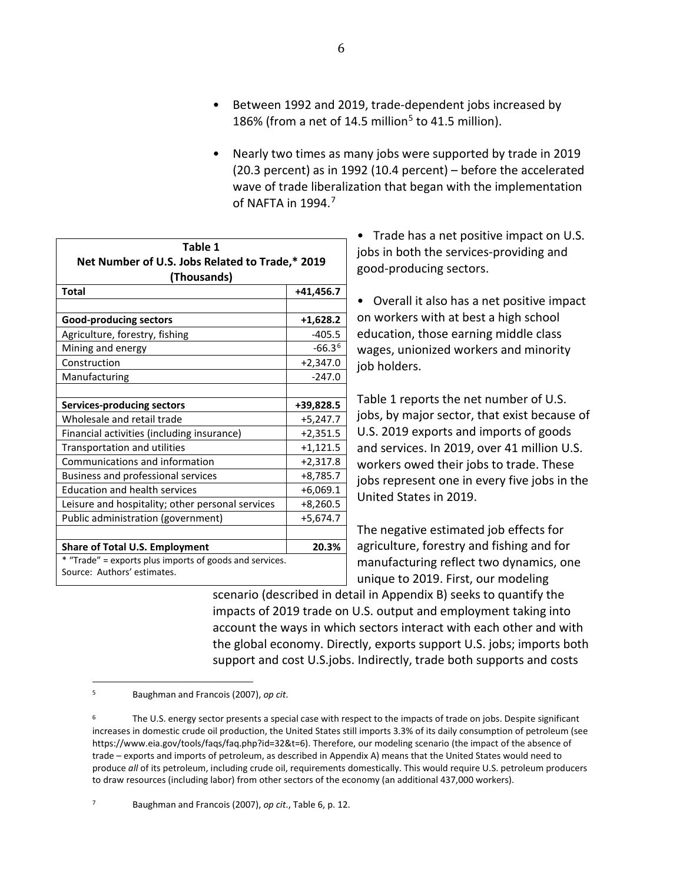- Between 1992 and 2019, trade-dependent jobs increased by 186% (from a net of 14.5 million[5] to 41.5 million).

- Nearly two times as many jobs were supported by trade in 2019 (20.3 percent) as in 1992 (10.4 percent) – before the accelerated wave of trade liberalization that began with the implementation of NAFTA in 1994.[7]

| Table 1<br>Net Number of U.S. Jobs Related to Trade,* 2019<br>(Thousands) | |
|---|---|
| **Total** | **+41,456.7** |
| | |
| **Good-producing sectors** | **+1,628.2** |
| Agriculture, forestry, fishing | -405.5 |
| Mining and energy | -66.3[6] |
| Construction | +2,347.0 |
| Manufacturing | -247.0 |
| | |
| **Services-producing sectors** | **+39,828.5** |
| Wholesale and retail trade | +5,247.7 |
| Financial activities (including insurance) | +2,351.5 |
| Transportation and utilities | +1,121.5 |
| Communications and information | +2,317.8 |
| Business and professional services | +8,785.7 |
| Education and health services | +6,069.1 |
| Leisure and hospitality; other personal services | +8,260.5 |
| Public administration (government) | +5,674.7 |
| | |
| **Share of Total U.S. Employment** | **20.3%** |

* "Trade" = exports plus imports of goods and services.
Source: Authors' estimates.

- Trade has a net positive impact on U.S. jobs in both the services-providing and good-producing sectors.

- Overall it also has a net positive impact on workers with at best a high school education, those earning middle class wages, unionized workers and minority job holders.

Table 1 reports the net number of U.S. jobs, by major sector, that exist because of U.S. 2019 exports and imports of goods and services. In 2019, over 41 million U.S. workers owed their jobs to trade. These jobs represent one in every five jobs in the United States in 2019.

The negative estimated job effects for agriculture, forestry and fishing and for manufacturing reflect two dynamics, one unique to 2019. First, our modeling scenario (described in detail in Appendix B) seeks to quantify the impacts of 2019 trade on U.S. output and employment taking into account the ways in which sectors interact with each other and with the global economy. Directly, exports support U.S. jobs; imports both support and cost U.S.jobs. Indirectly, trade both supports and costs

[5] Baughman and Francois (2007), *op cit*.

[6] The U.S. energy sector presents a special case with respect to the impacts of trade on jobs. Despite significant increases in domestic crude oil production, the United States still imports 3.3% of its daily consumption of petroleum (see https://www.eia.gov/tools/faqs/faq.php?id=32&t=6). Therefore, our modeling scenario (the impact of the absence of trade – exports and imports of petroleum, as described in Appendix A) means that the United States would need to produce *all* of its petroleum, including crude oil, requirements domestically. This would require U.S. petroleum producers to draw resources (including labor) from other sectors of the economy (an additional 437,000 workers).

[7] Baughman and Francois (2007), *op cit*., Table 6, p. 12.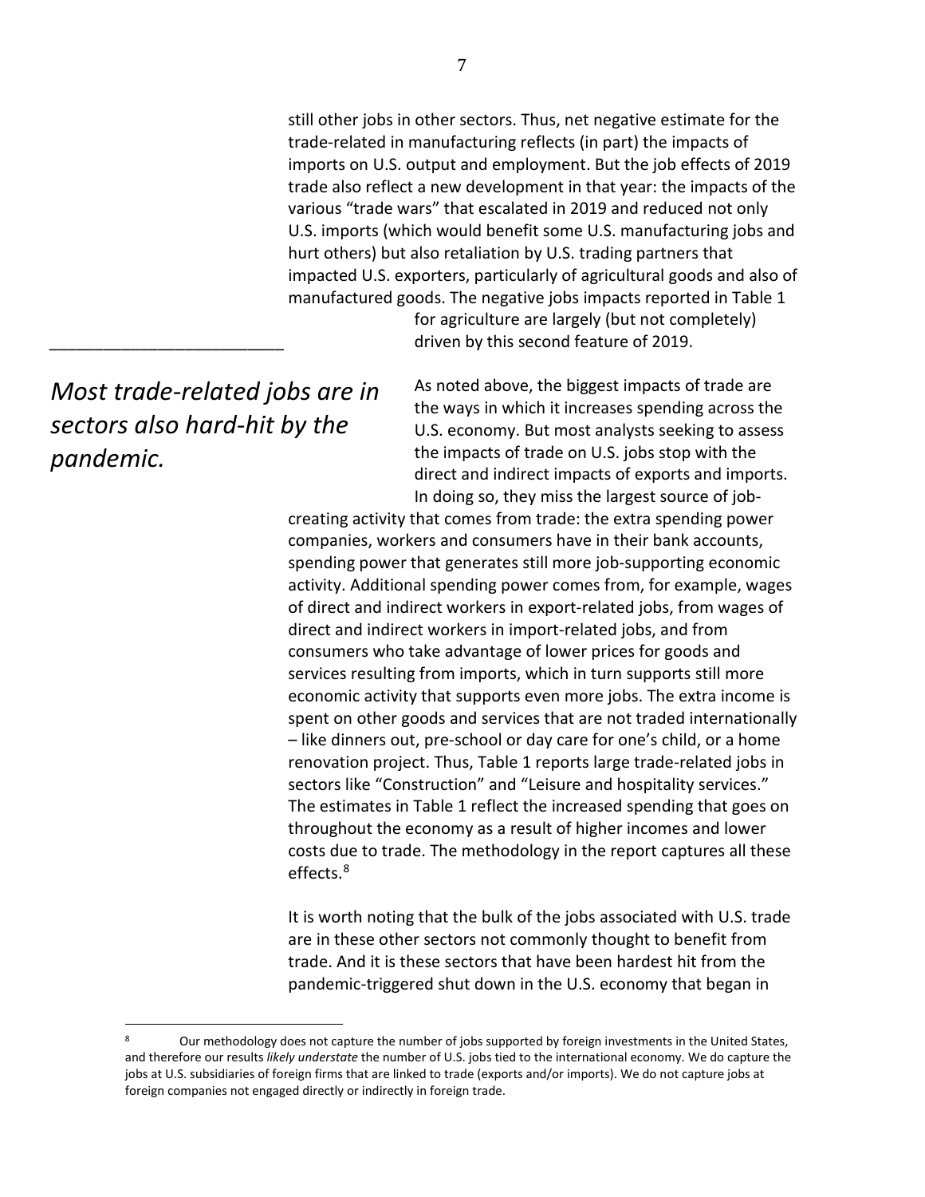still other jobs in other sectors. Thus, net negative estimate for the trade-related in manufacturing reflects (in part) the impacts of imports on U.S. output and employment. But the job effects of 2019 trade also reflect a new development in that year: the impacts of the various "trade wars" that escalated in 2019 and reduced not only U.S. imports (which would benefit some U.S. manufacturing jobs and hurt others) but also retaliation by U.S. trading partners that impacted U.S. exporters, particularly of agricultural goods and also of manufactured goods. The negative jobs impacts reported in Table 1 for agriculture are largely (but not completely) driven by this second feature of 2019.

*Most trade-related jobs are in sectors also hard-hit by the pandemic.*

As noted above, the biggest impacts of trade are the ways in which it increases spending across the U.S. economy. But most analysts seeking to assess the impacts of trade on U.S. jobs stop with the direct and indirect impacts of exports and imports. In doing so, they miss the largest source of job-creating activity that comes from trade: the extra spending power companies, workers and consumers have in their bank accounts, spending power that generates still more job-supporting economic activity. Additional spending power comes from, for example, wages of direct and indirect workers in export-related jobs, from wages of direct and indirect workers in import-related jobs, and from consumers who take advantage of lower prices for goods and services resulting from imports, which in turn supports still more economic activity that supports even more jobs. The extra income is spent on other goods and services that are not traded internationally – like dinners out, pre-school or day care for one's child, or a home renovation project. Thus, Table 1 reports large trade-related jobs in sectors like "Construction" and "Leisure and hospitality services." The estimates in Table 1 reflect the increased spending that goes on throughout the economy as a result of higher incomes and lower costs due to trade. The methodology in the report captures all these effects.[8]

It is worth noting that the bulk of the jobs associated with U.S. trade are in these other sectors not commonly thought to benefit from trade. And it is these sectors that have been hardest hit from the pandemic-triggered shut down in the U.S. economy that began in

---

[8] Our methodology does not capture the number of jobs supported by foreign investments in the United States, and therefore our results *likely understate* the number of U.S. jobs tied to the international economy. We do capture the jobs at U.S. subsidiaries of foreign firms that are linked to trade (exports and/or imports). We do not capture jobs at foreign companies not engaged directly or indirectly in foreign trade.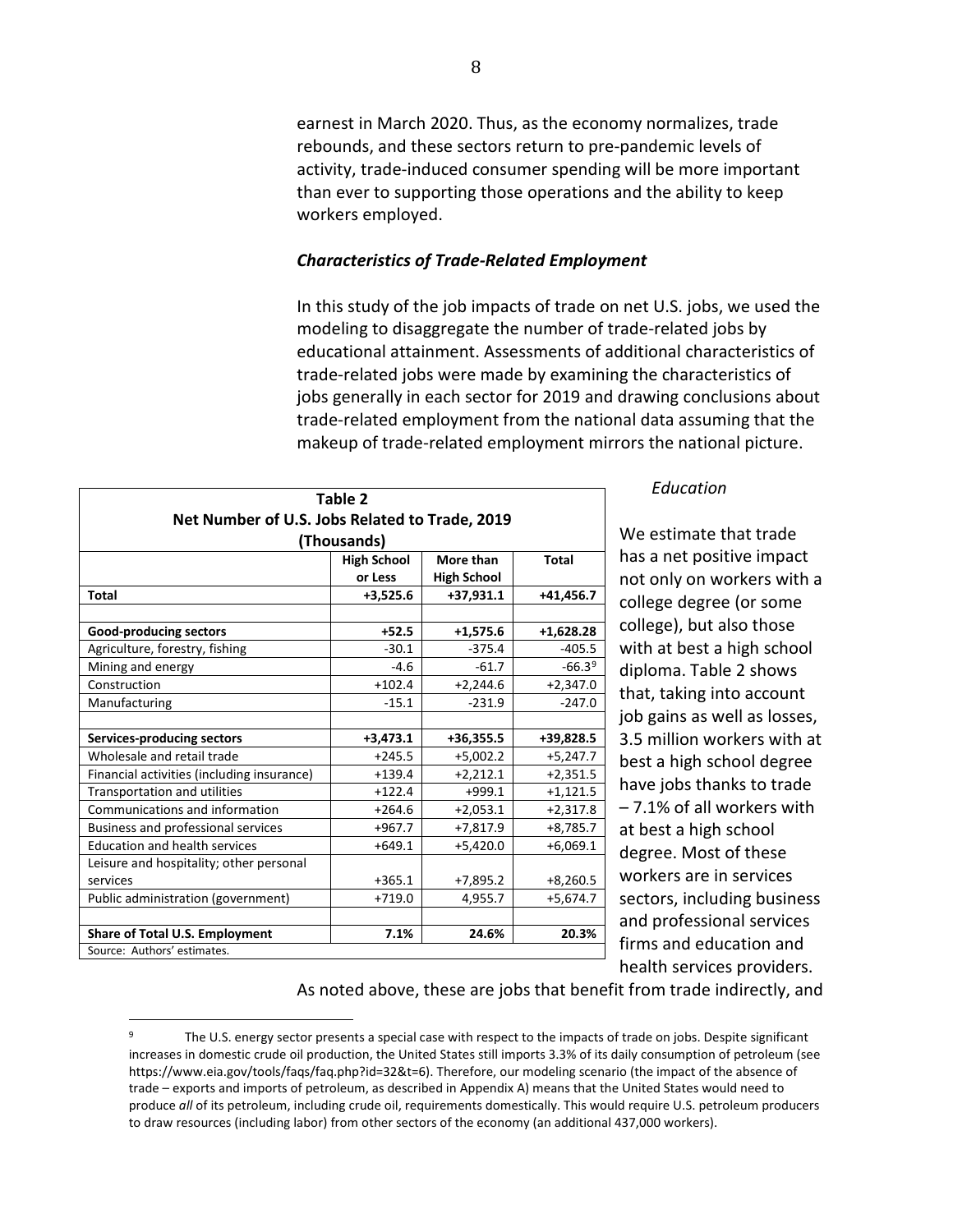earnest in March 2020. Thus, as the economy normalizes, trade rebounds, and these sectors return to pre-pandemic levels of activity, trade-induced consumer spending will be more important than ever to supporting those operations and the ability to keep workers employed.

### *Characteristics of Trade-Related Employment*

In this study of the job impacts of trade on net U.S. jobs, we used the modeling to disaggregate the number of trade-related jobs by educational attainment. Assessments of additional characteristics of trade-related jobs were made by examining the characteristics of jobs generally in each sector for 2019 and drawing conclusions about trade-related employment from the national data assuming that the makeup of trade-related employment mirrors the national picture.

**Table 2**
**Net Number of U.S. Jobs Related to Trade, 2019**
**(Thousands)**

| | High School or Less | More than High School | Total |
|---|---|---|---|
| **Total** | **+3,525.6** | **+37,931.1** | **+41,456.7** |
| | | | |
| **Good-producing sectors** | **+52.5** | **+1,575.6** | **+1,628.28** |
| Agriculture, forestry, fishing | -30.1 | -375.4 | -405.5 |
| Mining and energy | -4.6 | -61.7 | -66.3[9] |
| Construction | +102.4 | +2,244.6 | +2,347.0 |
| Manufacturing | -15.1 | -231.9 | -247.0 |
| | | | |
| **Services-producing sectors** | **+3,473.1** | **+36,355.5** | **+39,828.5** |
| Wholesale and retail trade | +245.5 | +5,002.2 | +5,247.7 |
| Financial activities (including insurance) | +139.4 | +2,212.1 | +2,351.5 |
| Transportation and utilities | +122.4 | +999.1 | +1,121.5 |
| Communications and information | +264.6 | +2,053.1 | +2,317.8 |
| Business and professional services | +967.7 | +7,817.9 | +8,785.7 |
| Education and health services | +649.1 | +5,420.0 | +6,069.1 |
| Leisure and hospitality; other personal services | +365.1 | +7,895.2 | +8,260.5 |
| Public administration (government) | +719.0 | 4,955.7 | +5,674.7 |
| | | | |
| **Share of Total U.S. Employment** | **7.1%** | **24.6%** | **20.3%** |

Source: Authors' estimates.

#### *Education*

We estimate that trade has a net positive impact not only on workers with a college degree (or some college), but also those with at best a high school diploma. Table 2 shows that, taking into account job gains as well as losses, 3.5 million workers with at best a high school degree have jobs thanks to trade – 7.1% of all workers with at best a high school degree. Most of these workers are in services sectors, including business and professional services firms and education and health services providers.

As noted above, these are jobs that benefit from trade indirectly, and

[9] The U.S. energy sector presents a special case with respect to the impacts of trade on jobs. Despite significant increases in domestic crude oil production, the United States still imports 3.3% of its daily consumption of petroleum (see https://www.eia.gov/tools/faqs/faq.php?id=32&t=6). Therefore, our modeling scenario (the impact of the absence of trade – exports and imports of petroleum, as described in Appendix A) means that the United States would need to produce *all* of its petroleum, including crude oil, requirements domestically. This would require U.S. petroleum producers to draw resources (including labor) from other sectors of the economy (an additional 437,000 workers).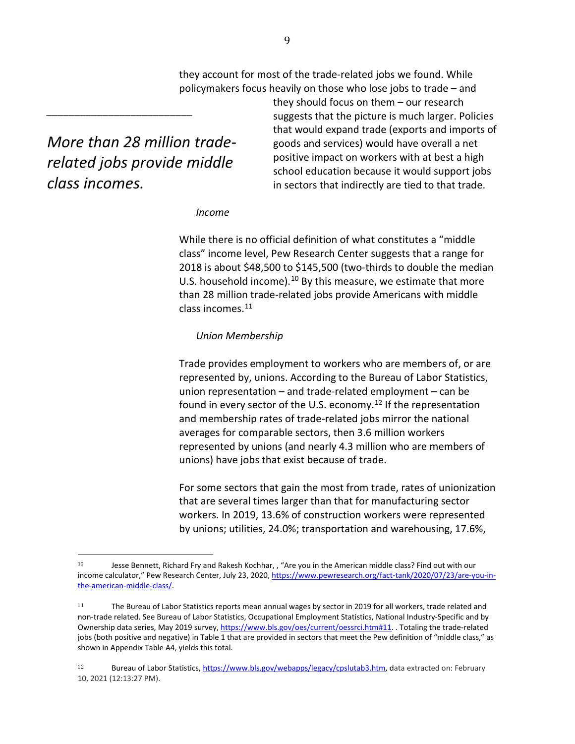they account for most of the trade-related jobs we found. While policymakers focus heavily on those who lose jobs to trade – and they should focus on them – our research suggests that the picture is much larger. Policies that would expand trade (exports and imports of goods and services) would have overall a net positive impact on workers with at best a high school education because it would support jobs in sectors that indirectly are tied to that trade.

*More than 28 million trade-related jobs provide middle class incomes.*

*Income*

While there is no official definition of what constitutes a "middle class" income level, Pew Research Center suggests that a range for 2018 is about $48,500 to $145,500 (two-thirds to double the median U.S. household income).[10] By this measure, we estimate that more than 28 million trade-related jobs provide Americans with middle class incomes.[11]

*Union Membership*

Trade provides employment to workers who are members of, or are represented by, unions. According to the Bureau of Labor Statistics, union representation – and trade-related employment – can be found in every sector of the U.S. economy.[12] If the representation and membership rates of trade-related jobs mirror the national averages for comparable sectors, then 3.6 million workers represented by unions (and nearly 4.3 million who are members of unions) have jobs that exist because of trade.

For some sectors that gain the most from trade, rates of unionization that are several times larger than that for manufacturing sector workers. In 2019, 13.6% of construction workers were represented by unions; utilities, 24.0%; transportation and warehousing, 17.6%,

---

[10] Jesse Bennett, Richard Fry and Rakesh Kochhar, , "Are you in the American middle class? Find out with our income calculator," Pew Research Center, July 23, 2020, https://www.pewresearch.org/fact-tank/2020/07/23/are-you-in-the-american-middle-class/.

[11] The Bureau of Labor Statistics reports mean annual wages by sector in 2019 for all workers, trade related and non-trade related. See Bureau of Labor Statistics, Occupational Employment Statistics, National Industry-Specific and by Ownership data series, May 2019 survey, https://www.bls.gov/oes/current/oessrci.htm#11. . Totaling the trade-related jobs (both positive and negative) in Table 1 that are provided in sectors that meet the Pew definition of "middle class," as shown in Appendix Table A4, yields this total.

[12] Bureau of Labor Statistics, https://www.bls.gov/webapps/legacy/cpslutab3.htm, data extracted on: February 10, 2021 (12:13:27 PM).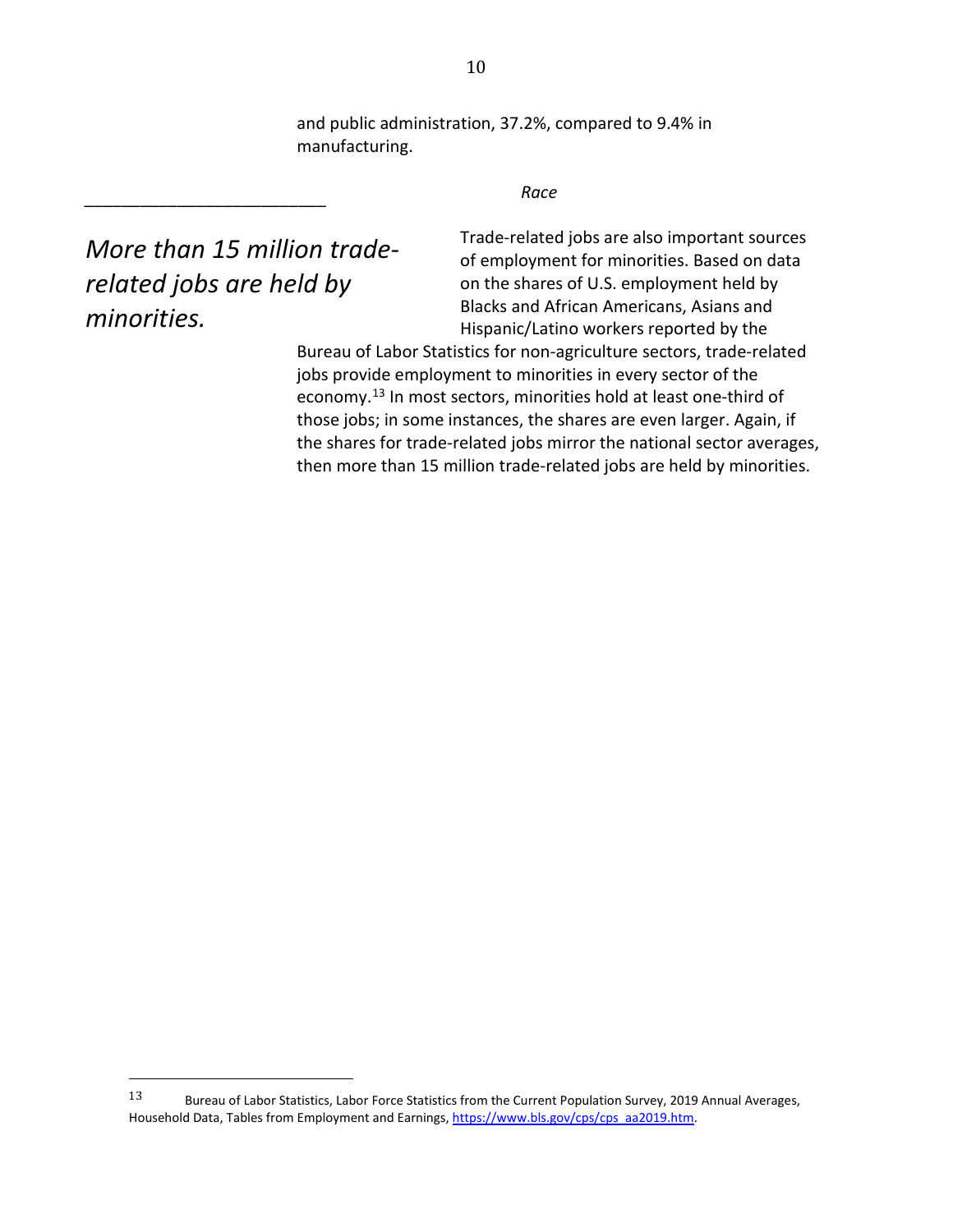and public administration, 37.2%, compared to 9.4% in manufacturing.

*Race*

*More than 15 million trade-related jobs are held by minorities.*

Trade-related jobs are also important sources of employment for minorities. Based on data on the shares of U.S. employment held by Blacks and African Americans, Asians and Hispanic/Latino workers reported by the Bureau of Labor Statistics for non-agriculture sectors, trade-related jobs provide employment to minorities in every sector of the economy.[13] In most sectors, minorities hold at least one-third of those jobs; in some instances, the shares are even larger. Again, if the shares for trade-related jobs mirror the national sector averages, then more than 15 million trade-related jobs are held by minorities.

---

[13] Bureau of Labor Statistics, Labor Force Statistics from the Current Population Survey, 2019 Annual Averages, Household Data, Tables from Employment and Earnings, https://www.bls.gov/cps/cps_aa2019.htm.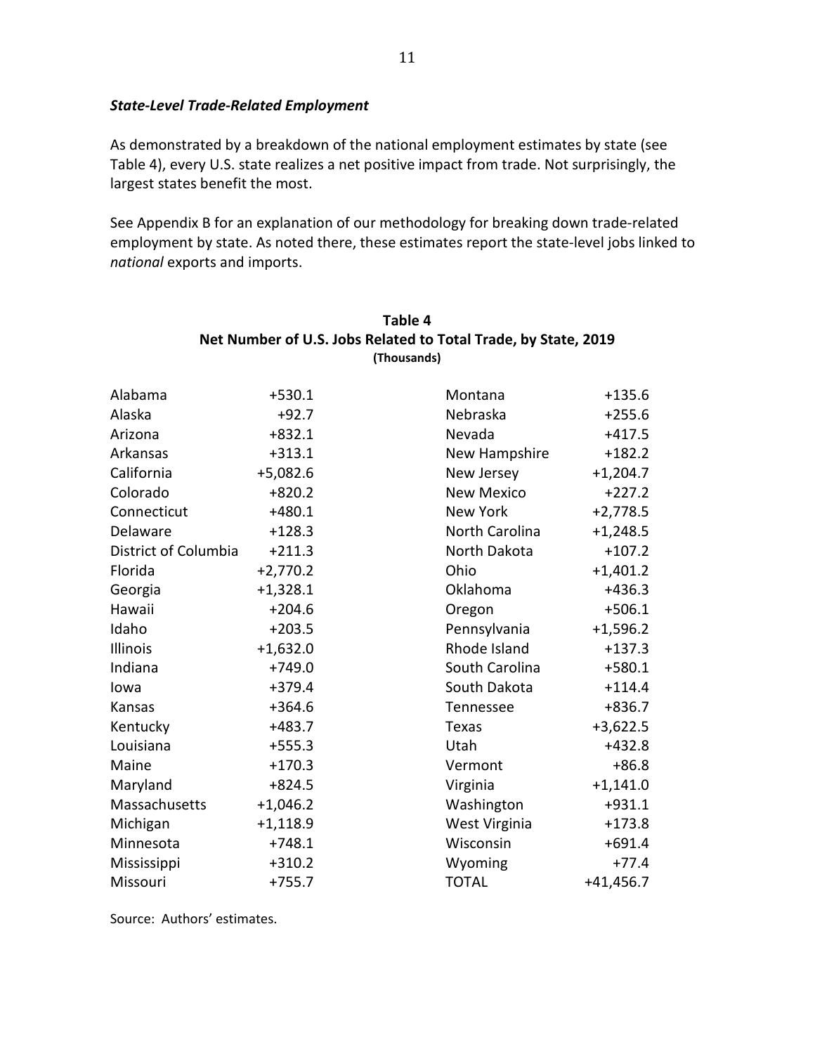### *State-Level Trade-Related Employment*

As demonstrated by a breakdown of the national employment estimates by state (see Table 4), every U.S. state realizes a net positive impact from trade. Not surprisingly, the largest states benefit the most.

See Appendix B for an explanation of our methodology for breaking down trade-related employment by state. As noted there, these estimates report the state-level jobs linked to *national* exports and imports.

**Table 4**
**Net Number of U.S. Jobs Related to Total Trade, by State, 2019**
**(Thousands)**

| State | Jobs | State | Jobs |
|---|---:|---|---:|
| Alabama | +530.1 | Montana | +135.6 |
| Alaska | +92.7 | Nebraska | +255.6 |
| Arizona | +832.1 | Nevada | +417.5 |
| Arkansas | +313.1 | New Hampshire | +182.2 |
| California | +5,082.6 | New Jersey | +1,204.7 |
| Colorado | +820.2 | New Mexico | +227.2 |
| Connecticut | +480.1 | New York | +2,778.5 |
| Delaware | +128.3 | North Carolina | +1,248.5 |
| District of Columbia | +211.3 | North Dakota | +107.2 |
| Florida | +2,770.2 | Ohio | +1,401.2 |
| Georgia | +1,328.1 | Oklahoma | +436.3 |
| Hawaii | +204.6 | Oregon | +506.1 |
| Idaho | +203.5 | Pennsylvania | +1,596.2 |
| Illinois | +1,632.0 | Rhode Island | +137.3 |
| Indiana | +749.0 | South Carolina | +580.1 |
| Iowa | +379.4 | South Dakota | +114.4 |
| Kansas | +364.6 | Tennessee | +836.7 |
| Kentucky | +483.7 | Texas | +3,622.5 |
| Louisiana | +555.3 | Utah | +432.8 |
| Maine | +170.3 | Vermont | +86.8 |
| Maryland | +824.5 | Virginia | +1,141.0 |
| Massachusetts | +1,046.2 | Washington | +931.1 |
| Michigan | +1,118.9 | West Virginia | +173.8 |
| Minnesota | +748.1 | Wisconsin | +691.4 |
| Mississippi | +310.2 | Wyoming | +77.4 |
| Missouri | +755.7 | TOTAL | +41,456.7 |

Source: Authors' estimates.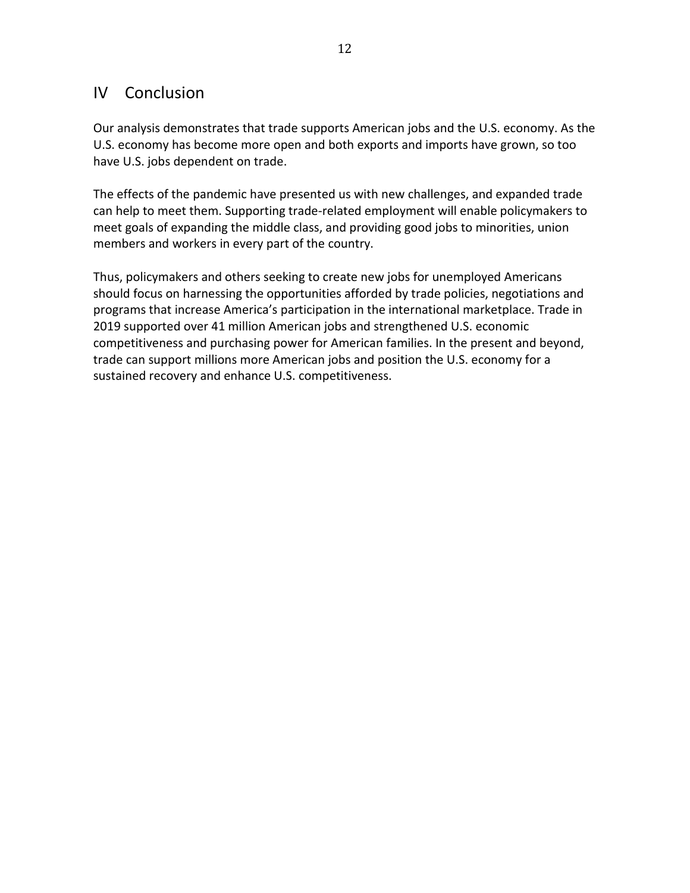## IV Conclusion

Our analysis demonstrates that trade supports American jobs and the U.S. economy. As the U.S. economy has become more open and both exports and imports have grown, so too have U.S. jobs dependent on trade.

The effects of the pandemic have presented us with new challenges, and expanded trade can help to meet them. Supporting trade-related employment will enable policymakers to meet goals of expanding the middle class, and providing good jobs to minorities, union members and workers in every part of the country.

Thus, policymakers and others seeking to create new jobs for unemployed Americans should focus on harnessing the opportunities afforded by trade policies, negotiations and programs that increase America's participation in the international marketplace. Trade in 2019 supported over 41 million American jobs and strengthened U.S. economic competitiveness and purchasing power for American families. In the present and beyond, trade can support millions more American jobs and position the U.S. economy for a sustained recovery and enhance U.S. competitiveness.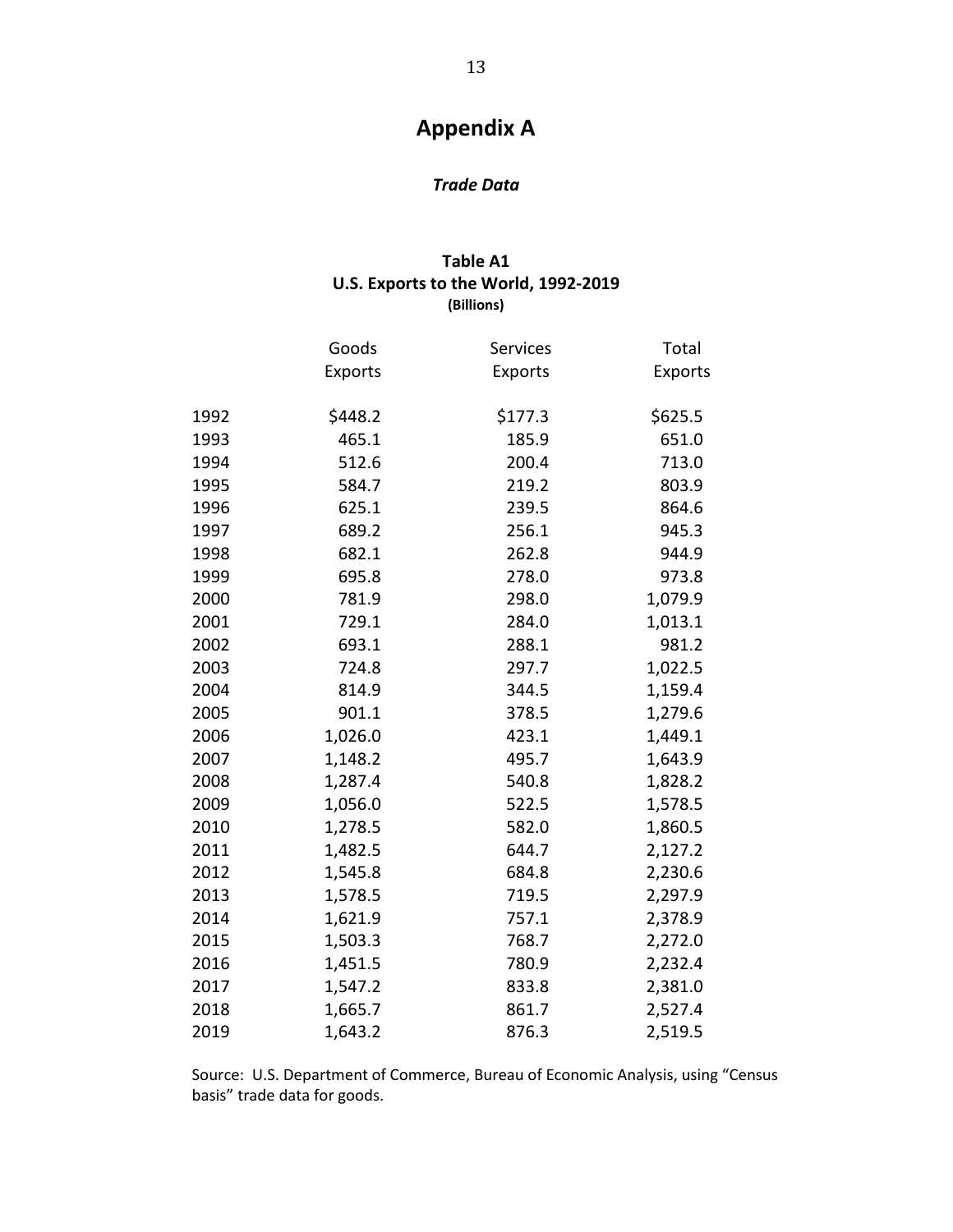# Appendix A

***Trade Data***

**Table A1**
**U.S. Exports to the World, 1992-2019**
**(Billions)**

| | Goods Exports | Services Exports | Total Exports |
|---|---|---|---|
| 1992 | $448.2 | $177.3 | $625.5 |
| 1993 | 465.1 | 185.9 | 651.0 |
| 1994 | 512.6 | 200.4 | 713.0 |
| 1995 | 584.7 | 219.2 | 803.9 |
| 1996 | 625.1 | 239.5 | 864.6 |
| 1997 | 689.2 | 256.1 | 945.3 |
| 1998 | 682.1 | 262.8 | 944.9 |
| 1999 | 695.8 | 278.0 | 973.8 |
| 2000 | 781.9 | 298.0 | 1,079.9 |
| 2001 | 729.1 | 284.0 | 1,013.1 |
| 2002 | 693.1 | 288.1 | 981.2 |
| 2003 | 724.8 | 297.7 | 1,022.5 |
| 2004 | 814.9 | 344.5 | 1,159.4 |
| 2005 | 901.1 | 378.5 | 1,279.6 |
| 2006 | 1,026.0 | 423.1 | 1,449.1 |
| 2007 | 1,148.2 | 495.7 | 1,643.9 |
| 2008 | 1,287.4 | 540.8 | 1,828.2 |
| 2009 | 1,056.0 | 522.5 | 1,578.5 |
| 2010 | 1,278.5 | 582.0 | 1,860.5 |
| 2011 | 1,482.5 | 644.7 | 2,127.2 |
| 2012 | 1,545.8 | 684.8 | 2,230.6 |
| 2013 | 1,578.5 | 719.5 | 2,297.9 |
| 2014 | 1,621.9 | 757.1 | 2,378.9 |
| 2015 | 1,503.3 | 768.7 | 2,272.0 |
| 2016 | 1,451.5 | 780.9 | 2,232.4 |
| 2017 | 1,547.2 | 833.8 | 2,381.0 |
| 2018 | 1,665.7 | 861.7 | 2,527.4 |
| 2019 | 1,643.2 | 876.3 | 2,519.5 |

Source: U.S. Department of Commerce, Bureau of Economic Analysis, using "Census basis" trade data for goods.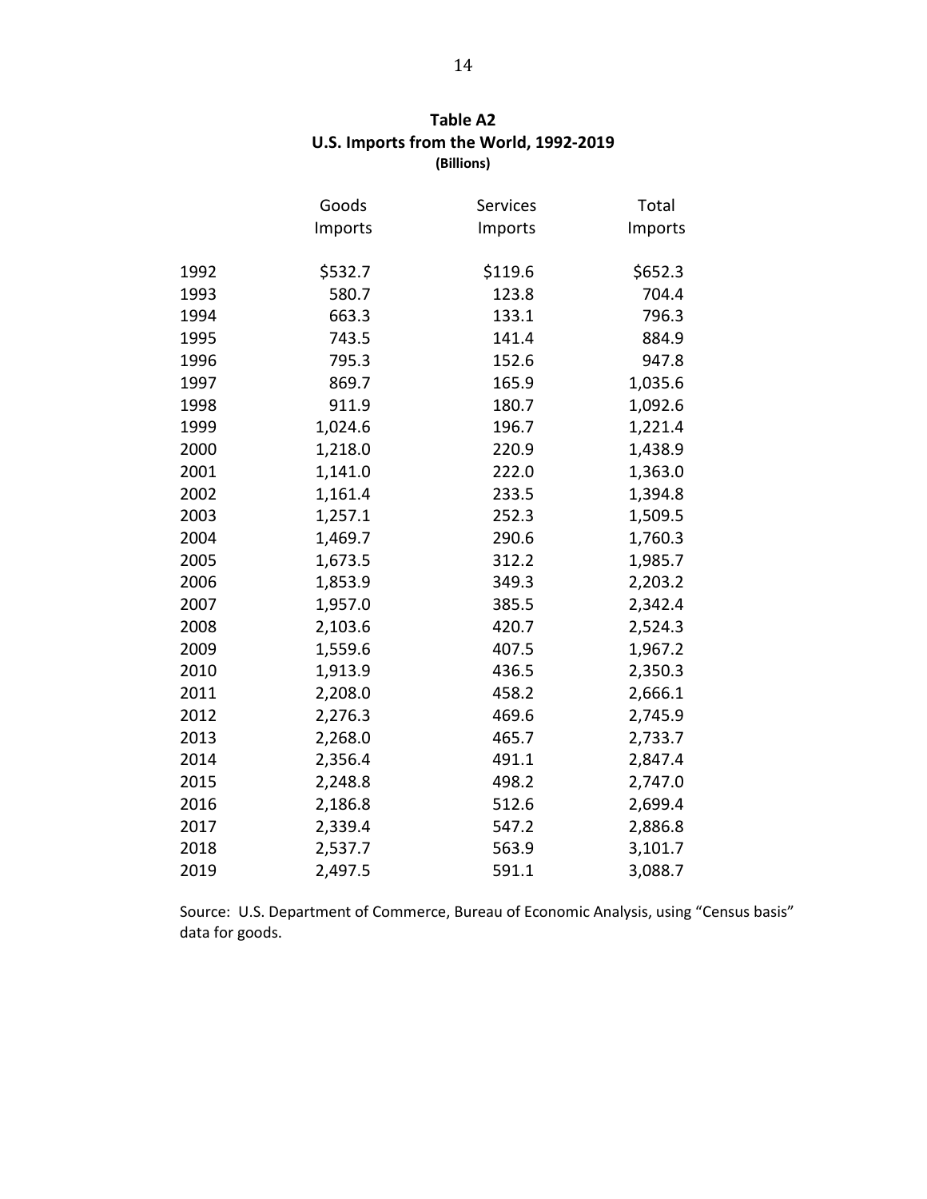**Table A2**
**U.S. Imports from the World, 1992-2019**
**(Billions)**

| | Goods Imports | Services Imports | Total Imports |
|---|---|---|---|
| 1992 | $532.7 | $119.6 | $652.3 |
| 1993 | 580.7 | 123.8 | 704.4 |
| 1994 | 663.3 | 133.1 | 796.3 |
| 1995 | 743.5 | 141.4 | 884.9 |
| 1996 | 795.3 | 152.6 | 947.8 |
| 1997 | 869.7 | 165.9 | 1,035.6 |
| 1998 | 911.9 | 180.7 | 1,092.6 |
| 1999 | 1,024.6 | 196.7 | 1,221.4 |
| 2000 | 1,218.0 | 220.9 | 1,438.9 |
| 2001 | 1,141.0 | 222.0 | 1,363.0 |
| 2002 | 1,161.4 | 233.5 | 1,394.8 |
| 2003 | 1,257.1 | 252.3 | 1,509.5 |
| 2004 | 1,469.7 | 290.6 | 1,760.3 |
| 2005 | 1,673.5 | 312.2 | 1,985.7 |
| 2006 | 1,853.9 | 349.3 | 2,203.2 |
| 2007 | 1,957.0 | 385.5 | 2,342.4 |
| 2008 | 2,103.6 | 420.7 | 2,524.3 |
| 2009 | 1,559.6 | 407.5 | 1,967.2 |
| 2010 | 1,913.9 | 436.5 | 2,350.3 |
| 2011 | 2,208.0 | 458.2 | 2,666.1 |
| 2012 | 2,276.3 | 469.6 | 2,745.9 |
| 2013 | 2,268.0 | 465.7 | 2,733.7 |
| 2014 | 2,356.4 | 491.1 | 2,847.4 |
| 2015 | 2,248.8 | 498.2 | 2,747.0 |
| 2016 | 2,186.8 | 512.6 | 2,699.4 |
| 2017 | 2,339.4 | 547.2 | 2,886.8 |
| 2018 | 2,537.7 | 563.9 | 3,101.7 |
| 2019 | 2,497.5 | 591.1 | 3,088.7 |

Source: U.S. Department of Commerce, Bureau of Economic Analysis, using "Census basis" data for goods.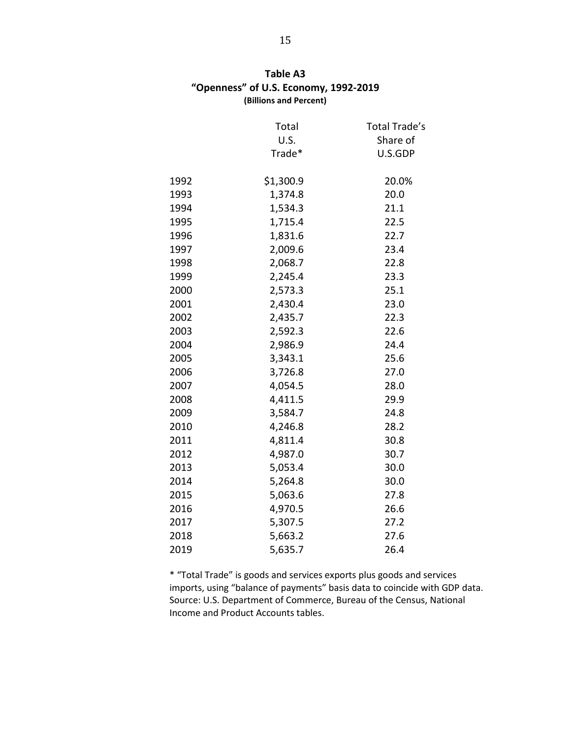**Table A3**
**"Openness" of U.S. Economy, 1992-2019**
**(Billions and Percent)**

| | Total U.S. Trade* | Total Trade's Share of U.S.GDP |
|---|---|---|
| 1992 | $1,300.9 | 20.0% |
| 1993 | 1,374.8 | 20.0 |
| 1994 | 1,534.3 | 21.1 |
| 1995 | 1,715.4 | 22.5 |
| 1996 | 1,831.6 | 22.7 |
| 1997 | 2,009.6 | 23.4 |
| 1998 | 2,068.7 | 22.8 |
| 1999 | 2,245.4 | 23.3 |
| 2000 | 2,573.3 | 25.1 |
| 2001 | 2,430.4 | 23.0 |
| 2002 | 2,435.7 | 22.3 |
| 2003 | 2,592.3 | 22.6 |
| 2004 | 2,986.9 | 24.4 |
| 2005 | 3,343.1 | 25.6 |
| 2006 | 3,726.8 | 27.0 |
| 2007 | 4,054.5 | 28.0 |
| 2008 | 4,411.5 | 29.9 |
| 2009 | 3,584.7 | 24.8 |
| 2010 | 4,246.8 | 28.2 |
| 2011 | 4,811.4 | 30.8 |
| 2012 | 4,987.0 | 30.7 |
| 2013 | 5,053.4 | 30.0 |
| 2014 | 5,264.8 | 30.0 |
| 2015 | 5,063.6 | 27.8 |
| 2016 | 4,970.5 | 26.6 |
| 2017 | 5,307.5 | 27.2 |
| 2018 | 5,663.2 | 27.6 |
| 2019 | 5,635.7 | 26.4 |

* "Total Trade" is goods and services exports plus goods and services imports, using "balance of payments" basis data to coincide with GDP data. Source: U.S. Department of Commerce, Bureau of the Census, National Income and Product Accounts tables.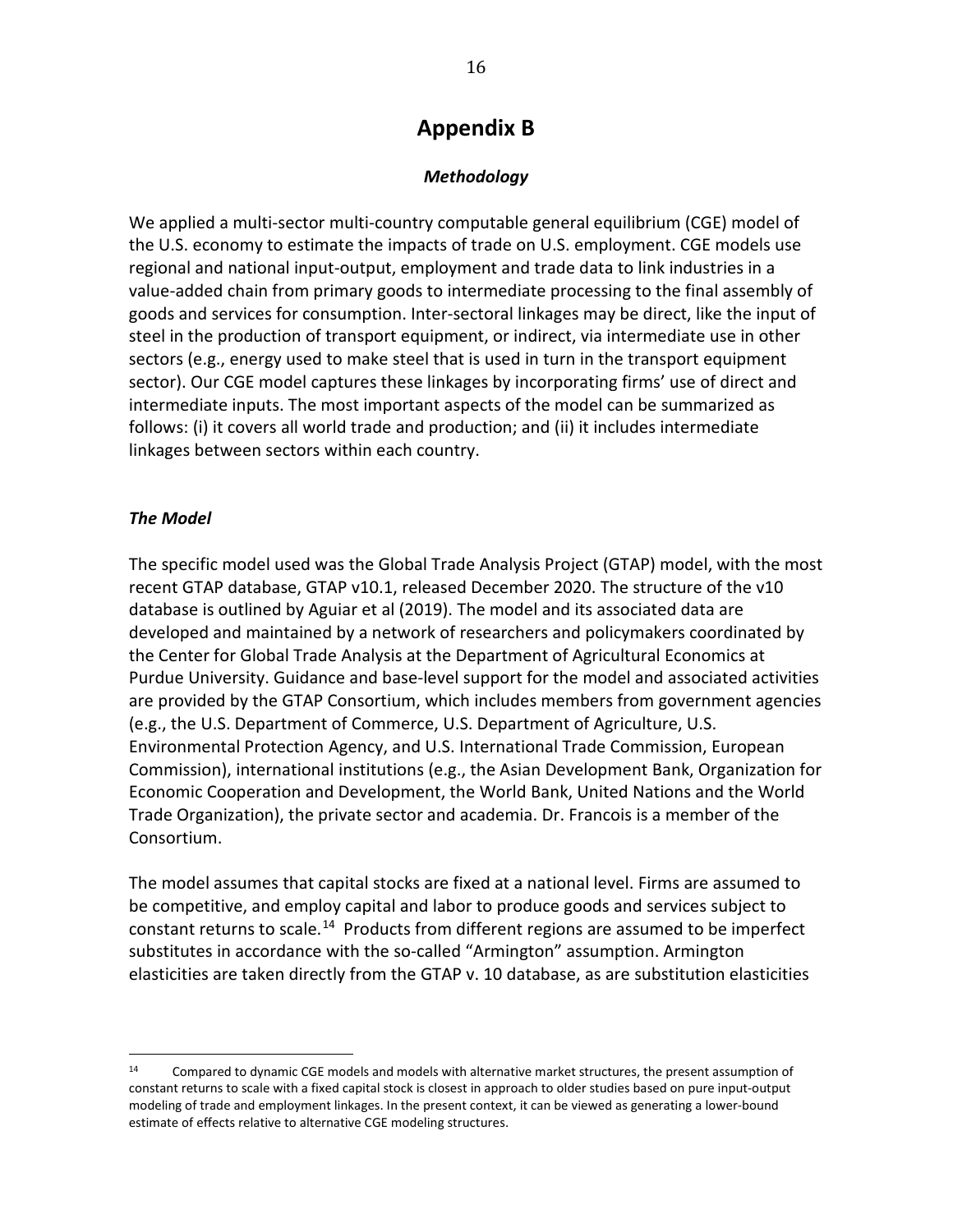# Appendix B

### *Methodology*

We applied a multi-sector multi-country computable general equilibrium (CGE) model of the U.S. economy to estimate the impacts of trade on U.S. employment. CGE models use regional and national input-output, employment and trade data to link industries in a value-added chain from primary goods to intermediate processing to the final assembly of goods and services for consumption. Inter-sectoral linkages may be direct, like the input of steel in the production of transport equipment, or indirect, via intermediate use in other sectors (e.g., energy used to make steel that is used in turn in the transport equipment sector). Our CGE model captures these linkages by incorporating firms' use of direct and intermediate inputs. The most important aspects of the model can be summarized as follows: (i) it covers all world trade and production; and (ii) it includes intermediate linkages between sectors within each country.

### *The Model*

The specific model used was the Global Trade Analysis Project (GTAP) model, with the most recent GTAP database, GTAP v10.1, released December 2020. The structure of the v10 database is outlined by Aguiar et al (2019). The model and its associated data are developed and maintained by a network of researchers and policymakers coordinated by the Center for Global Trade Analysis at the Department of Agricultural Economics at Purdue University. Guidance and base-level support for the model and associated activities are provided by the GTAP Consortium, which includes members from government agencies (e.g., the U.S. Department of Commerce, U.S. Department of Agriculture, U.S. Environmental Protection Agency, and U.S. International Trade Commission, European Commission), international institutions (e.g., the Asian Development Bank, Organization for Economic Cooperation and Development, the World Bank, United Nations and the World Trade Organization), the private sector and academia. Dr. Francois is a member of the Consortium.

The model assumes that capital stocks are fixed at a national level. Firms are assumed to be competitive, and employ capital and labor to produce goods and services subject to constant returns to scale.[14] Products from different regions are assumed to be imperfect substitutes in accordance with the so-called "Armington" assumption. Armington elasticities are taken directly from the GTAP v. 10 database, as are substitution elasticities

---

[14] Compared to dynamic CGE models and models with alternative market structures, the present assumption of constant returns to scale with a fixed capital stock is closest in approach to older studies based on pure input-output modeling of trade and employment linkages. In the present context, it can be viewed as generating a lower-bound estimate of effects relative to alternative CGE modeling structures.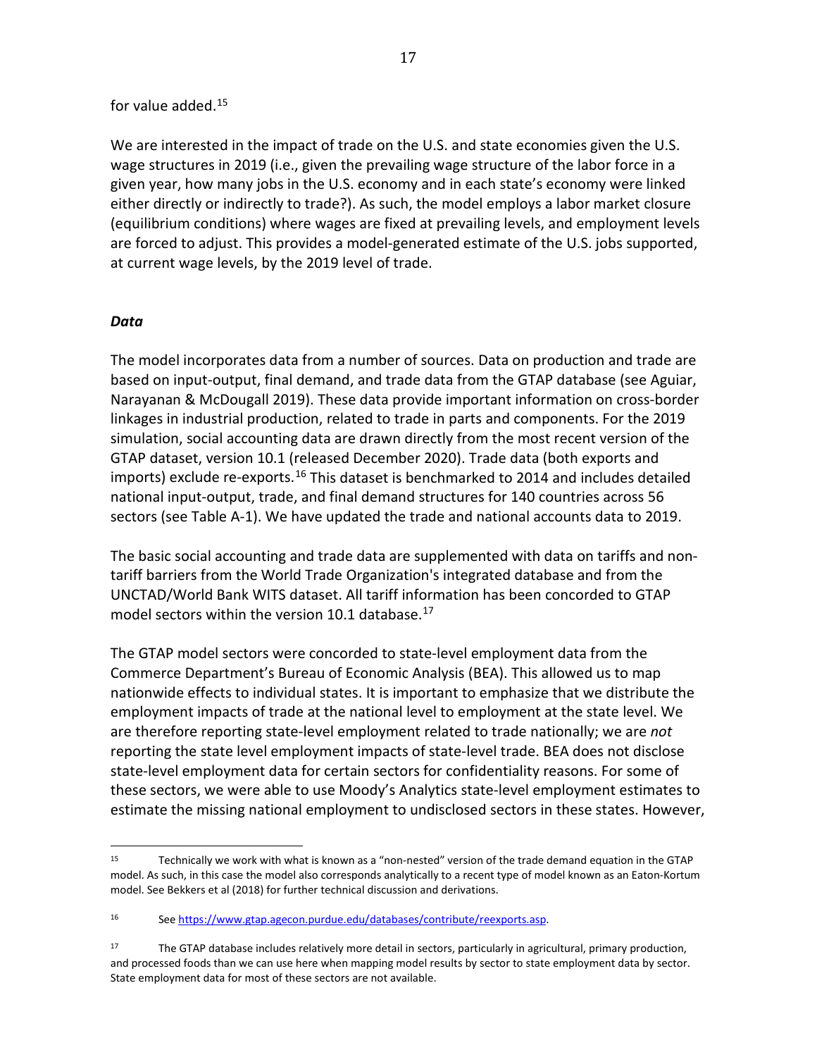for value added.[15]

We are interested in the impact of trade on the U.S. and state economies given the U.S. wage structures in 2019 (i.e., given the prevailing wage structure of the labor force in a given year, how many jobs in the U.S. economy and in each state's economy were linked either directly or indirectly to trade?). As such, the model employs a labor market closure (equilibrium conditions) where wages are fixed at prevailing levels, and employment levels are forced to adjust. This provides a model-generated estimate of the U.S. jobs supported, at current wage levels, by the 2019 level of trade.

### *Data*

The model incorporates data from a number of sources. Data on production and trade are based on input-output, final demand, and trade data from the GTAP database (see Aguiar, Narayanan & McDougall 2019). These data provide important information on cross-border linkages in industrial production, related to trade in parts and components. For the 2019 simulation, social accounting data are drawn directly from the most recent version of the GTAP dataset, version 10.1 (released December 2020). Trade data (both exports and imports) exclude re-exports.[16] This dataset is benchmarked to 2014 and includes detailed national input-output, trade, and final demand structures for 140 countries across 56 sectors (see Table A-1). We have updated the trade and national accounts data to 2019.

The basic social accounting and trade data are supplemented with data on tariffs and non-tariff barriers from the World Trade Organization's integrated database and from the UNCTAD/World Bank WITS dataset. All tariff information has been concorded to GTAP model sectors within the version 10.1 database.[17]

The GTAP model sectors were concorded to state-level employment data from the Commerce Department's Bureau of Economic Analysis (BEA). This allowed us to map nationwide effects to individual states. It is important to emphasize that we distribute the employment impacts of trade at the national level to employment at the state level. We are therefore reporting state-level employment related to trade nationally; we are *not* reporting the state level employment impacts of state-level trade. BEA does not disclose state-level employment data for certain sectors for confidentiality reasons. For some of these sectors, we were able to use Moody's Analytics state-level employment estimates to estimate the missing national employment to undisclosed sectors in these states. However,

---

[15] Technically we work with what is known as a "non-nested" version of the trade demand equation in the GTAP model. As such, in this case the model also corresponds analytically to a recent type of model known as an Eaton-Kortum model. See Bekkers et al (2018) for further technical discussion and derivations.

[16] See https://www.gtap.agecon.purdue.edu/databases/contribute/reexports.asp.

[17] The GTAP database includes relatively more detail in sectors, particularly in agricultural, primary production, and processed foods than we can use here when mapping model results by sector to state employment data by sector. State employment data for most of these sectors are not available.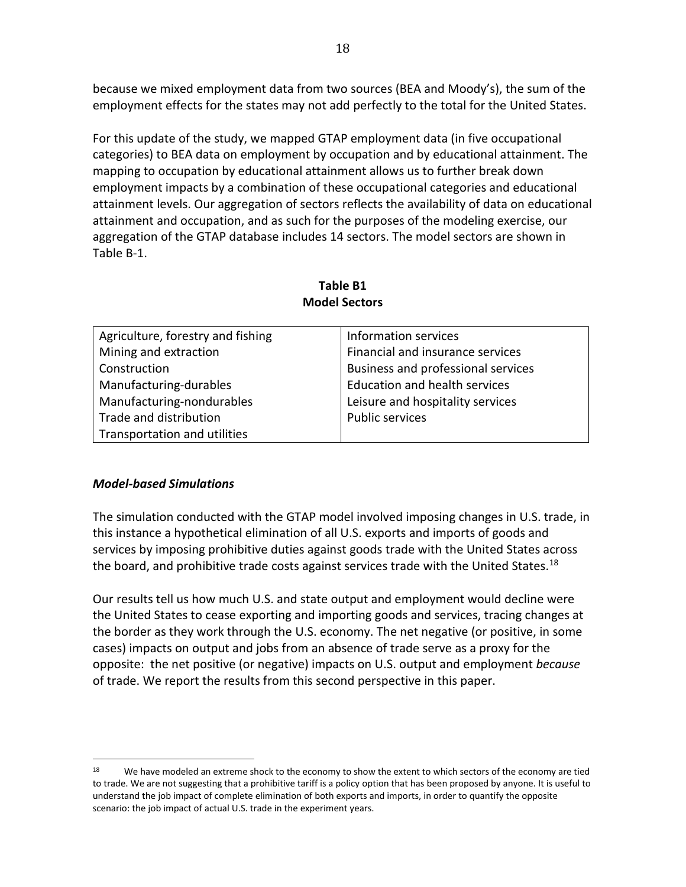because we mixed employment data from two sources (BEA and Moody's), the sum of the employment effects for the states may not add perfectly to the total for the United States.

For this update of the study, we mapped GTAP employment data (in five occupational categories) to BEA data on employment by occupation and by educational attainment. The mapping to occupation by educational attainment allows us to further break down employment impacts by a combination of these occupational categories and educational attainment levels. Our aggregation of sectors reflects the availability of data on educational attainment and occupation, and as such for the purposes of the modeling exercise, our aggregation of the GTAP database includes 14 sectors. The model sectors are shown in Table B-1.

**Table B1**
**Model Sectors**

| | |
|---|---|
| Agriculture, forestry and fishing | Information services |
| Mining and extraction | Financial and insurance services |
| Construction | Business and professional services |
| Manufacturing-durables | Education and health services |
| Manufacturing-nondurables | Leisure and hospitality services |
| Trade and distribution | Public services |
| Transportation and utilities | |

### *Model-based Simulations*

The simulation conducted with the GTAP model involved imposing changes in U.S. trade, in this instance a hypothetical elimination of all U.S. exports and imports of goods and services by imposing prohibitive duties against goods trade with the United States across the board, and prohibitive trade costs against services trade with the United States.[18]

Our results tell us how much U.S. and state output and employment would decline were the United States to cease exporting and importing goods and services, tracing changes at the border as they work through the U.S. economy. The net negative (or positive, in some cases) impacts on output and jobs from an absence of trade serve as a proxy for the opposite: the net positive (or negative) impacts on U.S. output and employment *because* of trade. We report the results from this second perspective in this paper.

[18] We have modeled an extreme shock to the economy to show the extent to which sectors of the economy are tied to trade. We are not suggesting that a prohibitive tariff is a policy option that has been proposed by anyone. It is useful to understand the job impact of complete elimination of both exports and imports, in order to quantify the opposite scenario: the job impact of actual U.S. trade in the experiment years.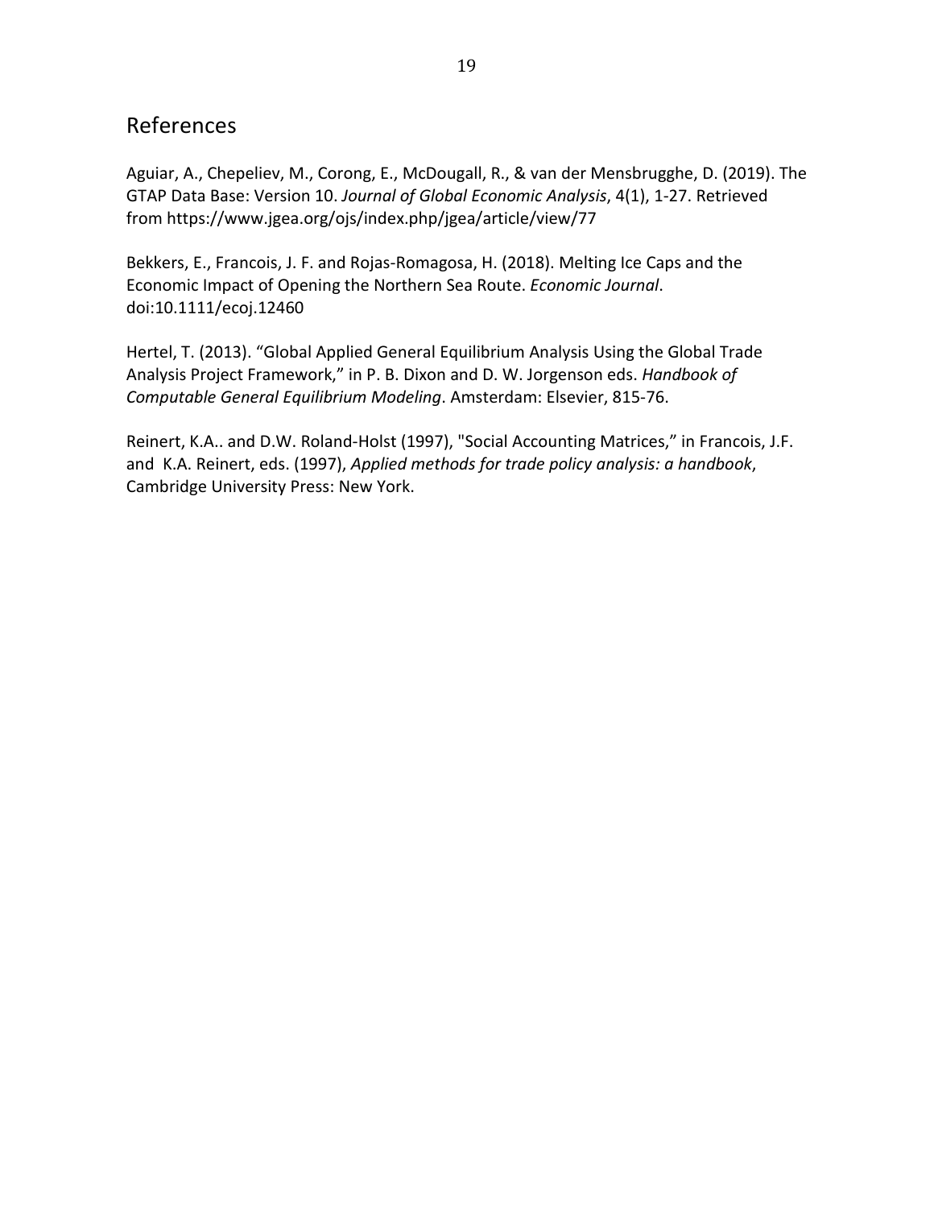# References

Aguiar, A., Chepeliev, M., Corong, E., McDougall, R., & van der Mensbrugghe, D. (2019). The GTAP Data Base: Version 10. *Journal of Global Economic Analysis*, 4(1), 1-27. Retrieved from https://www.jgea.org/ojs/index.php/jgea/article/view/77

Bekkers, E., Francois, J. F. and Rojas-Romagosa, H. (2018). Melting Ice Caps and the Economic Impact of Opening the Northern Sea Route. *Economic Journal*. doi:10.1111/ecoj.12460

Hertel, T. (2013). "Global Applied General Equilibrium Analysis Using the Global Trade Analysis Project Framework," in P. B. Dixon and D. W. Jorgenson eds. *Handbook of Computable General Equilibrium Modeling*. Amsterdam: Elsevier, 815-76.

Reinert, K.A.. and D.W. Roland-Holst (1997), "Social Accounting Matrices," in Francois, J.F. and K.A. Reinert, eds. (1997), *Applied methods for trade policy analysis: a handbook*, Cambridge University Press: New York.